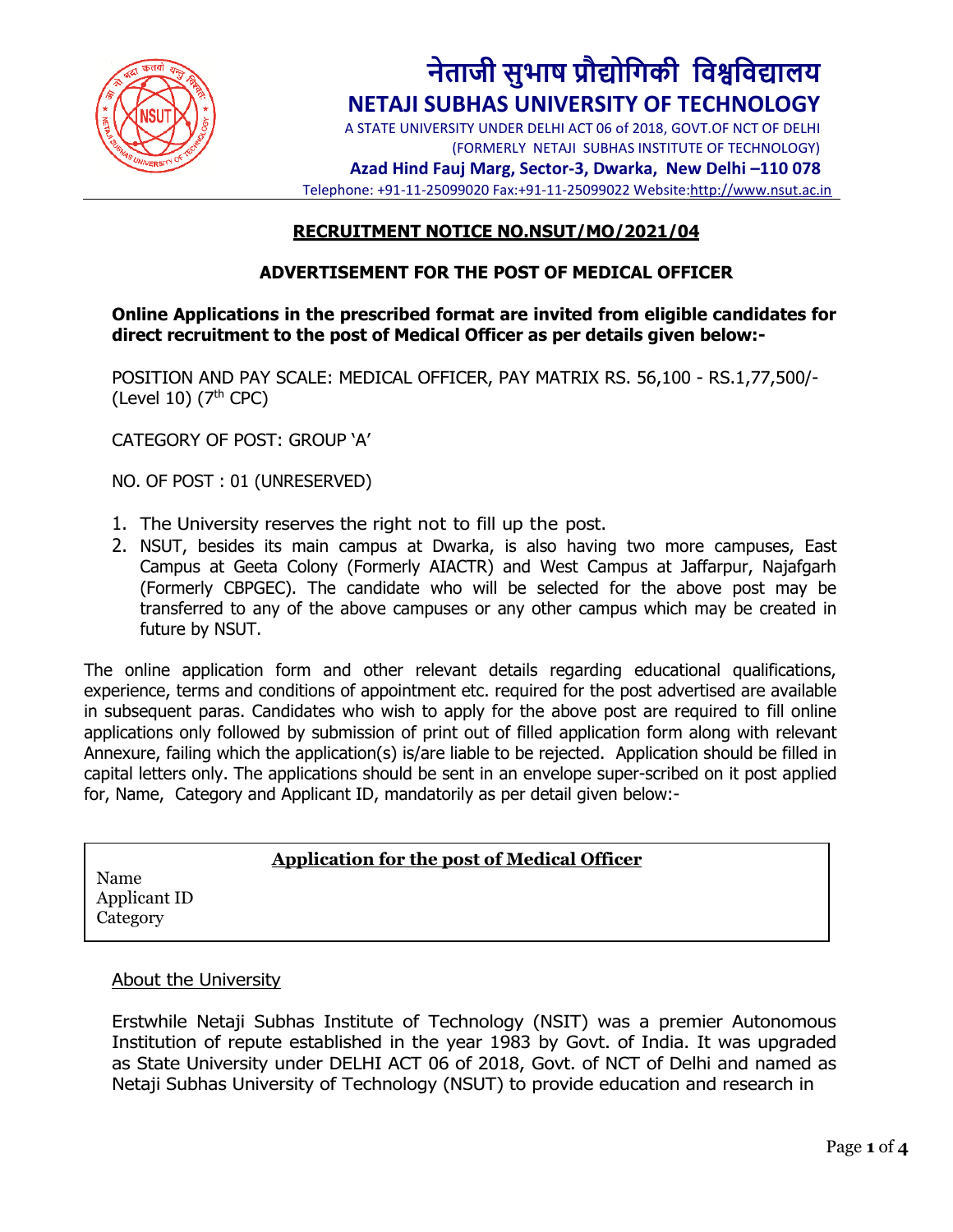# नेताजी सुभाष प्रौद्योगिकी विश्वविद्यालय

## NETAJI SUBHAS UNIVERSITY OF TECHNOLOGY

A STATE UNIVERSITY UNDER DELHI ACT 06 of 2018, GOVT.OF NCT OF DELHI
(FORMERLY NETAJI SUBHAS INSTITUTE OF TECHNOLOGY)

**Azad Hind Fauj Marg, Sector-3, Dwarka, New Delhi –110 078**

Telephone: +91-11-25099020 Fax:+91-11-25099022 Website:http://www.nsut.ac.in

---

**RECRUITMENT NOTICE NO.NSUT/MO/2021/04**

**ADVERTISEMENT FOR THE POST OF MEDICAL OFFICER**

**Online Applications in the prescribed format are invited from eligible candidates for direct recruitment to the post of Medical Officer as per details given below:-**

POSITION AND PAY SCALE: MEDICAL OFFICER, PAY MATRIX RS. 56,100 - RS.1,77,500/- (Level 10) (7th CPC)

CATEGORY OF POST: GROUP 'A'

NO. OF POST : 01 (UNRESERVED)

1. The University reserves the right not to fill up the post.
2. NSUT, besides its main campus at Dwarka, is also having two more campuses, East Campus at Geeta Colony (Formerly AIACTR) and West Campus at Jaffarpur, Najafgarh (Formerly CBPGEC). The candidate who will be selected for the above post may be transferred to any of the above campuses or any other campus which may be created in future by NSUT.

The online application form and other relevant details regarding educational qualifications, experience, terms and conditions of appointment etc. required for the post advertised are available in subsequent paras. Candidates who wish to apply for the above post are required to fill online applications only followed by submission of print out of filled application form along with relevant Annexure, failing which the application(s) is/are liable to be rejected. Application should be filled in capital letters only. The applications should be sent in an envelope super-scribed on it post applied for, Name, Category and Applicant ID, mandatorily as per detail given below:-

| **Application for the post of Medical Officer** |
|---|
| Name<br>Applicant ID<br>Category |

About the University

Erstwhile Netaji Subhas Institute of Technology (NSIT) was a premier Autonomous Institution of repute established in the year 1983 by Govt. of India. It was upgraded as State University under DELHI ACT 06 of 2018, Govt. of NCT of Delhi and named as Netaji Subhas University of Technology (NSUT) to provide education and research in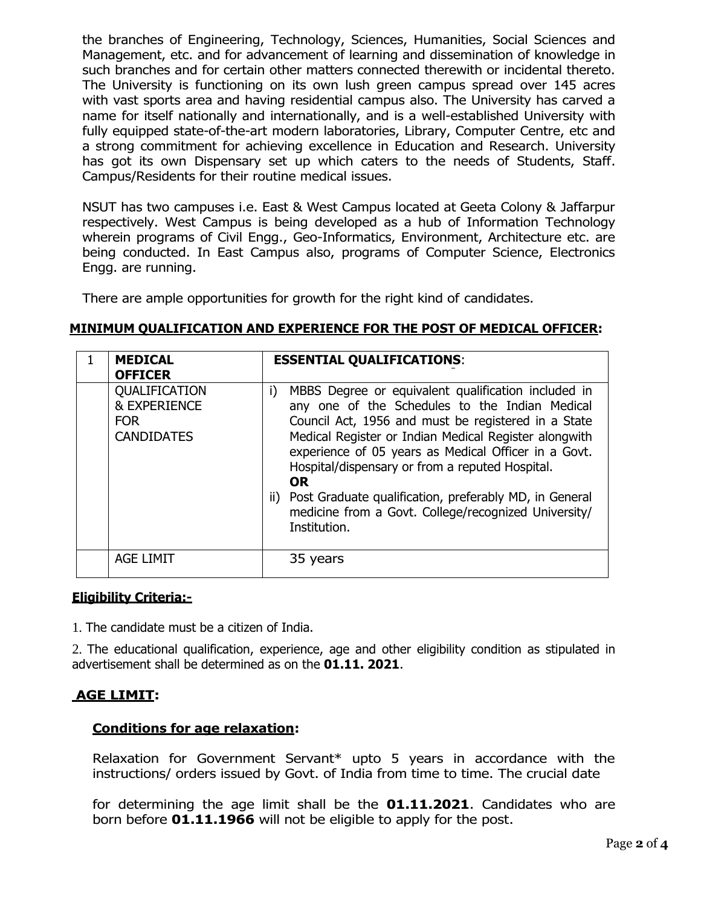the branches of Engineering, Technology, Sciences, Humanities, Social Sciences and Management, etc. and for advancement of learning and dissemination of knowledge in such branches and for certain other matters connected therewith or incidental thereto. The University is functioning on its own lush green campus spread over 145 acres with vast sports area and having residential campus also. The University has carved a name for itself nationally and internationally, and is a well-established University with fully equipped state-of-the-art modern laboratories, Library, Computer Centre, etc and a strong commitment for achieving excellence in Education and Research. University has got its own Dispensary set up which caters to the needs of Students, Staff. Campus/Residents for their routine medical issues.

NSUT has two campuses i.e. East & West Campus located at Geeta Colony & Jaffarpur respectively. West Campus is being developed as a hub of Information Technology wherein programs of Civil Engg., Geo-Informatics, Environment, Architecture etc. are being conducted. In East Campus also, programs of Computer Science, Electronics Engg. are running.

There are ample opportunities for growth for the right kind of candidates.

**MINIMUM QUALIFICATION AND EXPERIENCE FOR THE POST OF MEDICAL OFFICER:**

| 1 | **MEDICAL OFFICER** | **ESSENTIAL QUALIFICATIONS**: |
|---|---|---|
| | QUALIFICATION & EXPERIENCE FOR CANDIDATES | i) MBBS Degree or equivalent qualification included in any one of the Schedules to the Indian Medical Council Act, 1956 and must be registered in a State Medical Register or Indian Medical Register alongwith experience of 05 years as Medical Officer in a Govt. Hospital/dispensary or from a reputed Hospital. **OR** ii) Post Graduate qualification, preferably MD, in General medicine from a Govt. College/recognized University/ Institution. |
| | AGE LIMIT | 35 years |

**Eligibility Criteria:-**

1. The candidate must be a citizen of India.

2. The educational qualification, experience, age and other eligibility condition as stipulated in advertisement shall be determined as on the **01.11. 2021**.

## AGE LIMIT:

### Conditions for age relaxation:

Relaxation for Government Servant* upto 5 years in accordance with the instructions/ orders issued by Govt. of India from time to time. The crucial date

for determining the age limit shall be the **01.11.2021**. Candidates who are born before **01.11.1966** will not be eligible to apply for the post.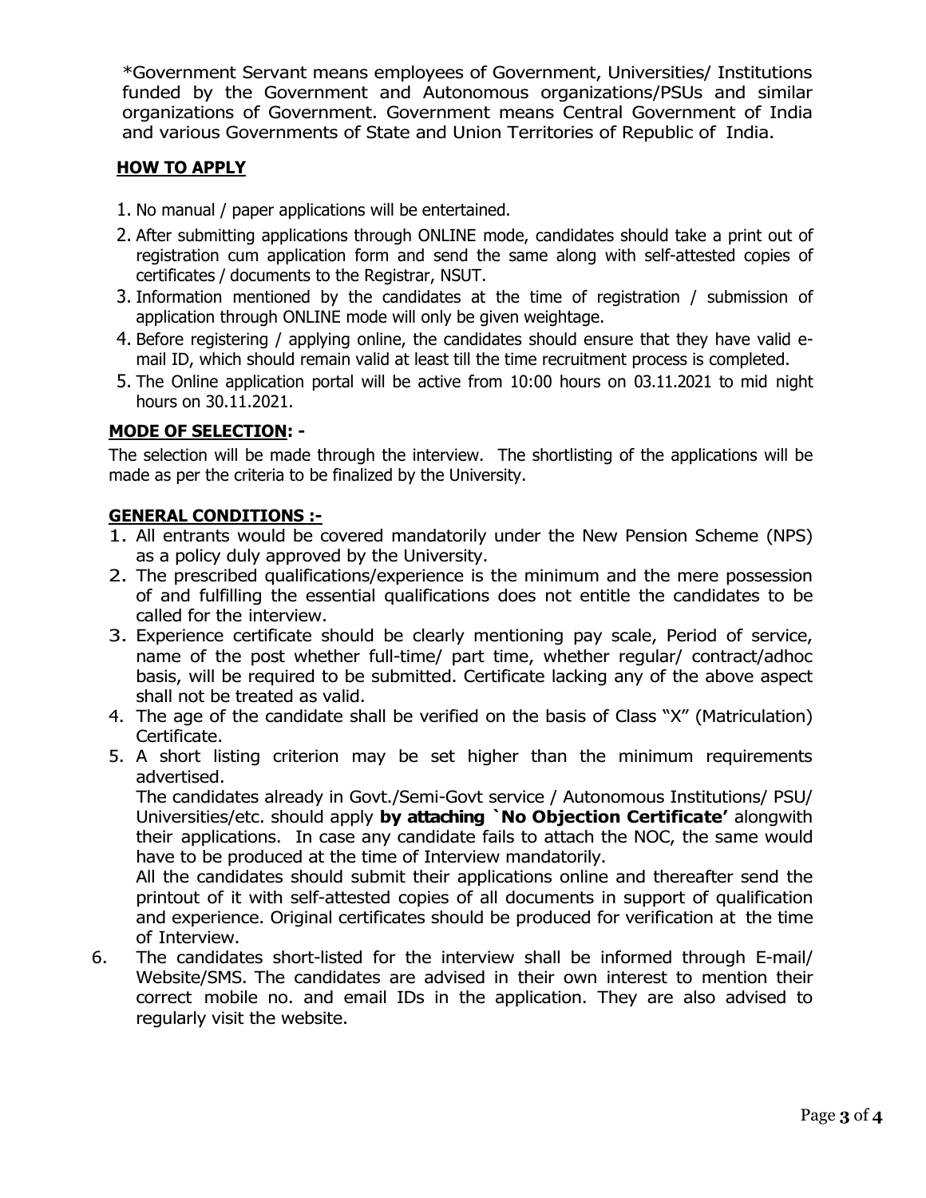*Government Servant means employees of Government, Universities/ Institutions funded by the Government and Autonomous organizations/PSUs and similar organizations of Government. Government means Central Government of India and various Governments of State and Union Territories of Republic of India.

## HOW TO APPLY

1. No manual / paper applications will be entertained.
2. After submitting applications through ONLINE mode, candidates should take a print out of registration cum application form and send the same along with self-attested copies of certificates / documents to the Registrar, NSUT.
3. Information mentioned by the candidates at the time of registration / submission of application through ONLINE mode will only be given weightage.
4. Before registering / applying online, the candidates should ensure that they have valid e-mail ID, which should remain valid at least till the time recruitment process is completed.
5. The Online application portal will be active from 10:00 hours on 03.11.2021 to mid night hours on 30.11.2021.

## MODE OF SELECTION: -

The selection will be made through the interview. The shortlisting of the applications will be made as per the criteria to be finalized by the University.

## GENERAL CONDITIONS :-

1. All entrants would be covered mandatorily under the New Pension Scheme (NPS) as a policy duly approved by the University.
2. The prescribed qualifications/experience is the minimum and the mere possession of and fulfilling the essential qualifications does not entitle the candidates to be called for the interview.
3. Experience certificate should be clearly mentioning pay scale, Period of service, name of the post whether full-time/ part time, whether regular/ contract/adhoc basis, will be required to be submitted. Certificate lacking any of the above aspect shall not be treated as valid.
4. The age of the candidate shall be verified on the basis of Class "X" (Matriculation) Certificate.
5. A short listing criterion may be set higher than the minimum requirements advertised.

   The candidates already in Govt./Semi-Govt service / Autonomous Institutions/ PSU/ Universities/etc. should apply **by attaching `No Objection Certificate'** alongwith their applications. In case any candidate fails to attach the NOC, the same would have to be produced at the time of Interview mandatorily.

   All the candidates should submit their applications online and thereafter send the printout of it with self-attested copies of all documents in support of qualification and experience. Original certificates should be produced for verification at the time of Interview.
6. The candidates short-listed for the interview shall be informed through E-mail/ Website/SMS. The candidates are advised in their own interest to mention their correct mobile no. and email IDs in the application. They are also advised to regularly visit the website.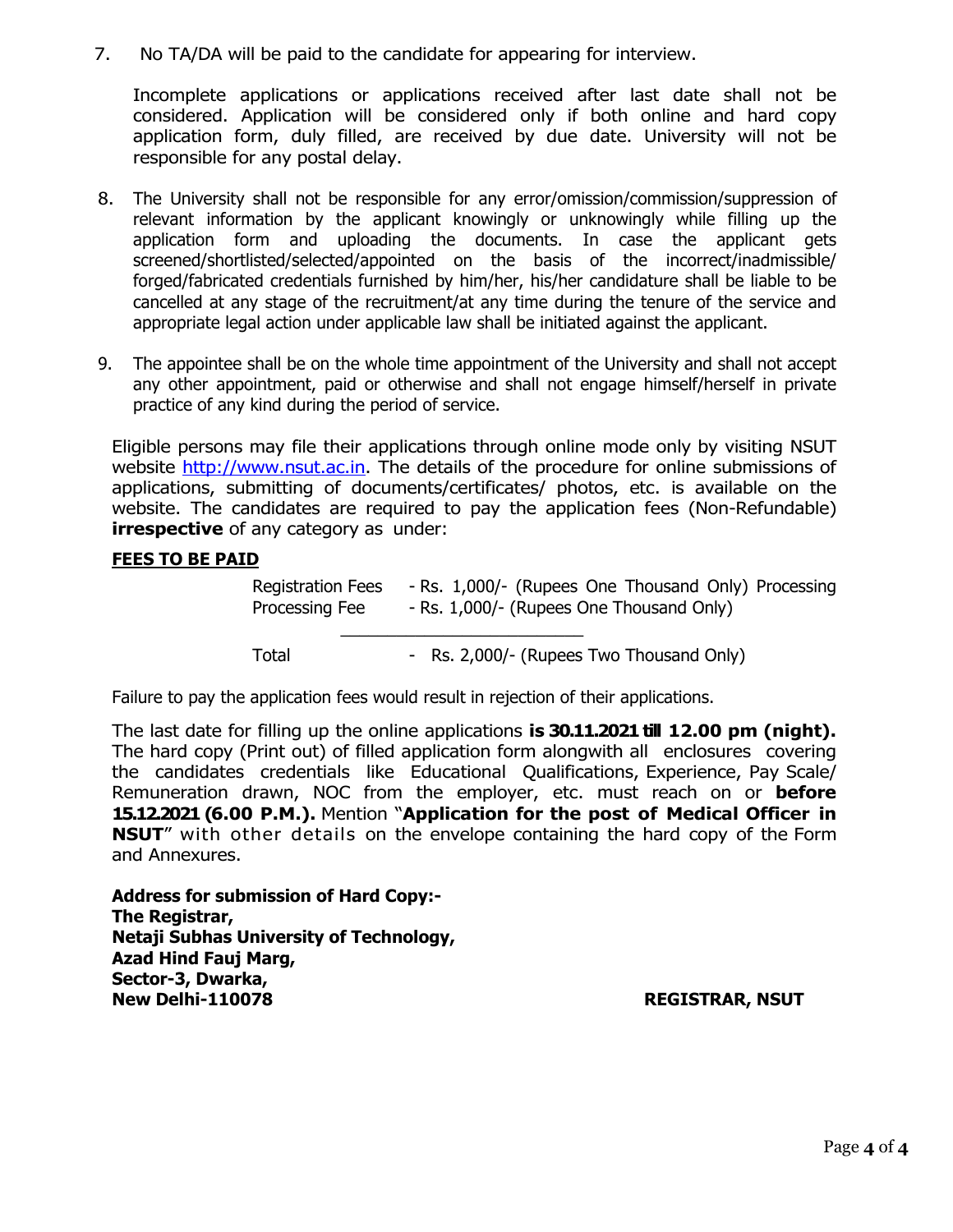7. No TA/DA will be paid to the candidate for appearing for interview.

   Incomplete applications or applications received after last date shall not be considered. Application will be considered only if both online and hard copy application form, duly filled, are received by due date. University will not be responsible for any postal delay.

8. The University shall not be responsible for any error/omission/commission/suppression of relevant information by the applicant knowingly or unknowingly while filling up the application form and uploading the documents. In case the applicant gets screened/shortlisted/selected/appointed on the basis of the incorrect/inadmissible/ forged/fabricated credentials furnished by him/her, his/her candidature shall be liable to be cancelled at any stage of the recruitment/at any time during the tenure of the service and appropriate legal action under applicable law shall be initiated against the applicant.

9. The appointee shall be on the whole time appointment of the University and shall not accept any other appointment, paid or otherwise and shall not engage himself/herself in private practice of any kind during the period of service.

Eligible persons may file their applications through online mode only by visiting NSUT website http://www.nsut.ac.in. The details of the procedure for online submissions of applications, submitting of documents/certificates/ photos, etc. is available on the website. The candidates are required to pay the application fees (Non-Refundable) **irrespective** of any category as under:

**FEES TO BE PAID**

| | |
|---|---|
| Registration Fees | - Rs. 1,000/- (Rupees One Thousand Only) Processing |
| Processing Fee | - Rs. 1,000/- (Rupees One Thousand Only) |
| Total | - Rs. 2,000/- (Rupees Two Thousand Only) |

Failure to pay the application fees would result in rejection of their applications.

The last date for filling up the online applications **is 30.11.2021 till 12.00 pm (night).** The hard copy (Print out) of filled application form alongwith all enclosures covering the candidates credentials like Educational Qualifications, Experience, Pay Scale/ Remuneration drawn, NOC from the employer, etc. must reach on or **before 15.12.2021 (6.00 P.M.).** Mention "**Application for the post of Medical Officer in NSUT**" with other details on the envelope containing the hard copy of the Form and Annexures.

**Address for submission of Hard Copy:-**
**The Registrar,**
**Netaji Subhas University of Technology,**
**Azad Hind Fauj Marg,**
**Sector-3, Dwarka,**
**New Delhi-110078**

**REGISTRAR, NSUT**